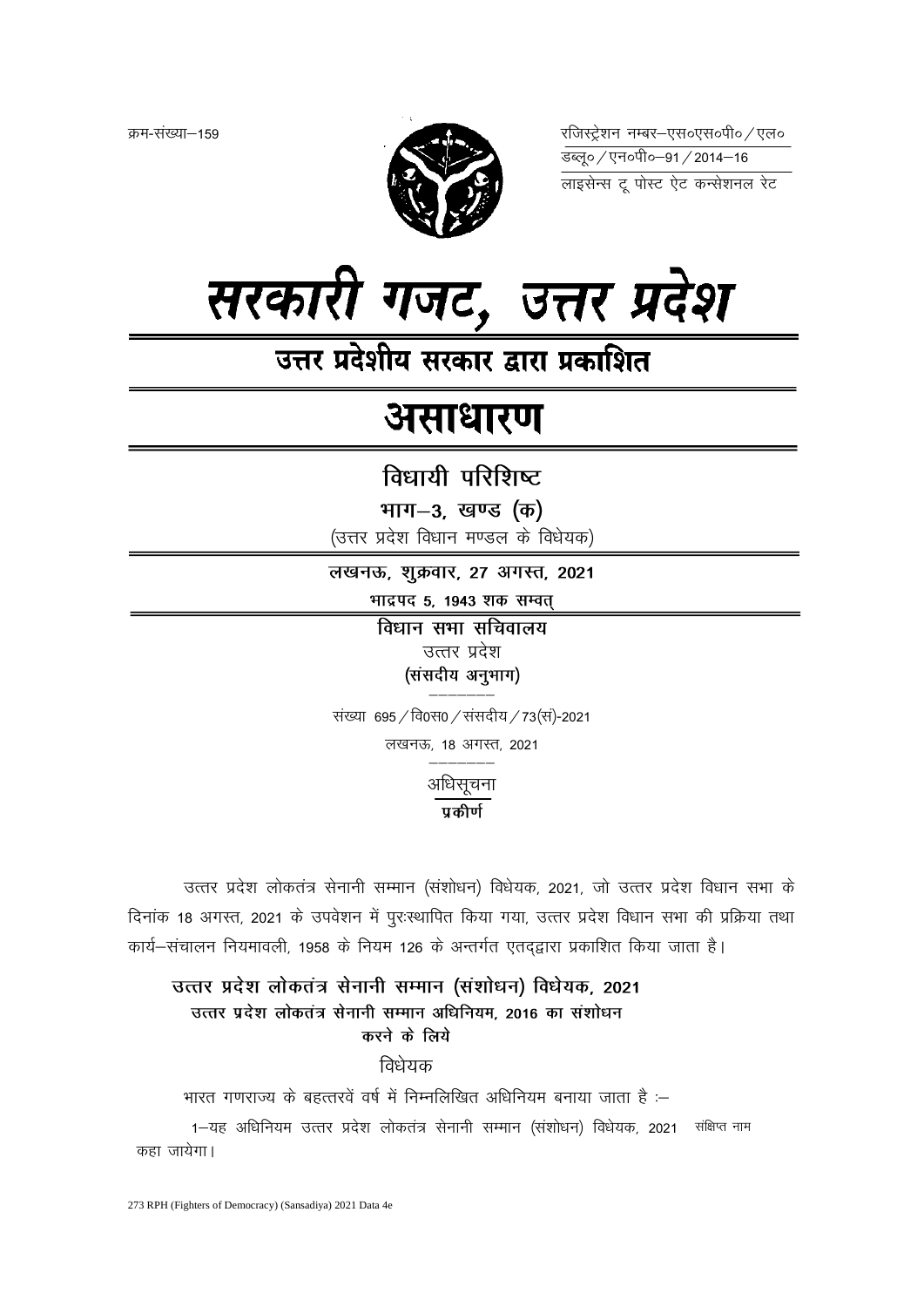क्रम-संख्या—159

रजिस्ट्रेशन नम्बर—एस०एस०पी० / एल०
डब्लू० / एन०पी०—91 / 2014—16
लाइसेन्स टू पोस्ट ऐट कन्सेशनल रेट

# सरकारी गजट, उत्तर प्रदेश

## उत्तर प्रदेशीय सरकार द्वारा प्रकाशित

# असाधारण

## विधायी परिशिष्ट

**भाग—3, खण्ड (क)**

(उत्तर प्रदेश विधान मण्डल के विधेयक)

**लखनऊ, शुक्रवार, 27 अगस्त, 2021**

**भाद्रपद 5, 1943 शक सम्वत्**

**विधान सभा सचिवालय**

उत्तर प्रदेश

**(संसदीय अनुभाग)**

संख्या 695 / वि०स० / संसदीय / 73(सं)-2021

लखनऊ, 18 अगस्त, 2021

अधिसूचना

**प्रकीर्ण**

उत्तर प्रदेश लोकतंत्र सेनानी सम्मान (संशोधन) विधेयक, 2021, जो उत्तर प्रदेश विधान सभा के दिनांक 18 अगस्त, 2021 के उपवेशन में पुरःस्थापित किया गया, उत्तर प्रदेश विधान सभा की प्रक्रिया तथा कार्य—संचालन नियमावली, 1958 के नियम 126 के अन्तर्गत एतद्द्वारा प्रकाशित किया जाता है।

### उत्तर प्रदेश लोकतंत्र सेनानी सम्मान (संशोधन) विधेयक, 2021

**उत्तर प्रदेश लोकतंत्र सेनानी सम्मान अधिनियम, 2016 का संशोधन करने के लिये**

विधेयक

भारत गणराज्य के बहत्तरवें वर्ष में निम्नलिखित अधिनियम बनाया जाता है :—

संक्षिप्त नाम

1—यह अधिनियम उत्तर प्रदेश लोकतंत्र सेनानी सम्मान (संशोधन) विधेयक, 2021 कहा जायेगा।

273 RPH (Fighters of Democracy) (Sansadiya) 2021 Data 4e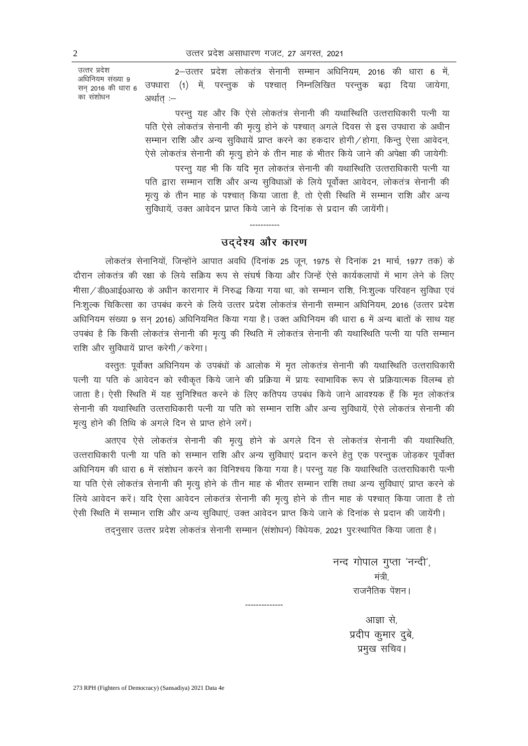उत्तर प्रदेश अधिनियम संख्या 9 सन् 2016 की धारा 6 का संशोधन

2—उत्तर प्रदेश लोकतंत्र सेनानी सम्मान अधिनियम, 2016 की धारा 6 में, उपधारा (1) में, परन्तुक के पश्चात् निम्नलिखित परन्तुक बढ़ा दिया जायेगा, अर्थात् :—

परन्तु यह और कि ऐसे लोकतंत्र सेनानी की यथास्थिति उत्तराधिकारी पत्नी या पति ऐसे लोकतंत्र सेनानी की मृत्यु होने के पश्चात् अगले दिवस से इस उपधारा के अधीन सम्मान राशि और अन्य सुविधायें प्राप्त करने का हकदार होगी/होगा, किन्तु ऐसा आवेदन, ऐसे लोकतंत्र सेनानी की मृत्यु होने के तीन माह के भीतर किये जाने की अपेक्षा की जायेगी:

परन्तु यह भी कि यदि मृत लोकतंत्र सेनानी की यथास्थिति उत्तराधिकारी पत्नी या पति द्वारा सम्मान राशि और अन्य सुविधाओं के लिये पूर्वोक्त आवेदन, लोकतंत्र सेनानी की मृत्यु के तीन माह के पश्चात् किया जाता है, तो ऐसी स्थिति में सम्मान राशि और अन्य सुविधायें, उक्त आवेदन प्राप्त किये जाने के दिनांक से प्रदान की जायेंगी।

-----------

## उद्देश्य और कारण

लोकतंत्र सेनानियों, जिन्होंने आपात अवधि (दिनांक 25 जून, 1975 से दिनांक 21 मार्च, 1977 तक) के दौरान लोकतंत्र की रक्षा के लिये सक्रिय रूप से संघर्ष किया और जिन्हें ऐसे कार्यकलापों में भाग लेने के लिए मीसा/डी0आई0आर0 के अधीन कारागार में निरुद्ध किया गया था, को सम्मान राशि, निःशुल्क परिवहन सुविधा एवं निःशुल्क चिकित्सा का उपबंध करने के लिये उत्तर प्रदेश लोकतंत्र सेनानी सम्मान अधिनियम, 2016 (उत्तर प्रदेश अधिनियम संख्या 9 सन् 2016) अधिनियमित किया गया है। उक्त अधिनियम की धारा 6 में अन्य बातों के साथ यह उपबंध है कि किसी लोकतंत्र सेनानी की मृत्यु की स्थिति में लोकतंत्र सेनानी की यथास्थिति पत्नी या पति सम्मान राशि और सुविधायें प्राप्त करेगी/करेगा।

वस्तुतः पूर्वोक्त अधिनियम के उपबंधों के आलोक में मृत लोकतंत्र सेनानी की यथास्थिति उत्तराधिकारी पत्नी या पति के आवेदन को स्वीकृत किये जाने की प्रक्रिया में प्रायः स्वाभाविक रूप से प्रक्रियात्मक विलम्ब हो जाता है। ऐसी स्थिति में यह सुनिश्चित करने के लिए कतिपय उपबंध किये जाने आवश्यक हैं कि मृत लोकतंत्र सेनानी की यथास्थिति उत्तराधिकारी पत्नी या पति को सम्मान राशि और अन्य सुविधायें, ऐसे लोकतंत्र सेनानी की मृत्यु होने की तिथि के अगले दिन से प्राप्त होने लगें।

अतएव ऐसे लोकतंत्र सेनानी की मृत्यु होने के अगले दिन से लोकतंत्र सेनानी की यथास्थिति, उत्तराधिकारी पत्नी या पति को सम्मान राशि और अन्य सुविधाएं प्रदान करने हेतु एक परन्तुक जोड़कर पूर्वोक्त अधिनियम की धारा 6 में संशोधन करने का विनिश्चय किया गया है। परन्तु यह कि यथास्थिति उत्तराधिकारी पत्नी या पति ऐसे लोकतंत्र सेनानी की मृत्यु होने के तीन माह के भीतर सम्मान राशि तथा अन्य सुविधाएं प्राप्त करने के लिये आवेदन करें। यदि ऐसा आवेदन लोकतंत्र सेनानी की मृत्यु होने के तीन माह के पश्चात् किया जाता है तो ऐसी स्थिति में सम्मान राशि और अन्य सुविधाएं, उक्त आवेदन प्राप्त किये जाने के दिनांक से प्रदान की जायेंगी।

तद्नुसार उत्तर प्रदेश लोकतंत्र सेनानी सम्मान (संशोधन) विधेयक, 2021 पुरःस्थापित किया जाता है।

नन्द गोपाल गुप्ता 'नन्दी',  
मंत्री,  
राजनैतिक पेंशन।

-------------

आज्ञा से,  
प्रदीप कुमार दुबे,  
प्रमुख सचिव।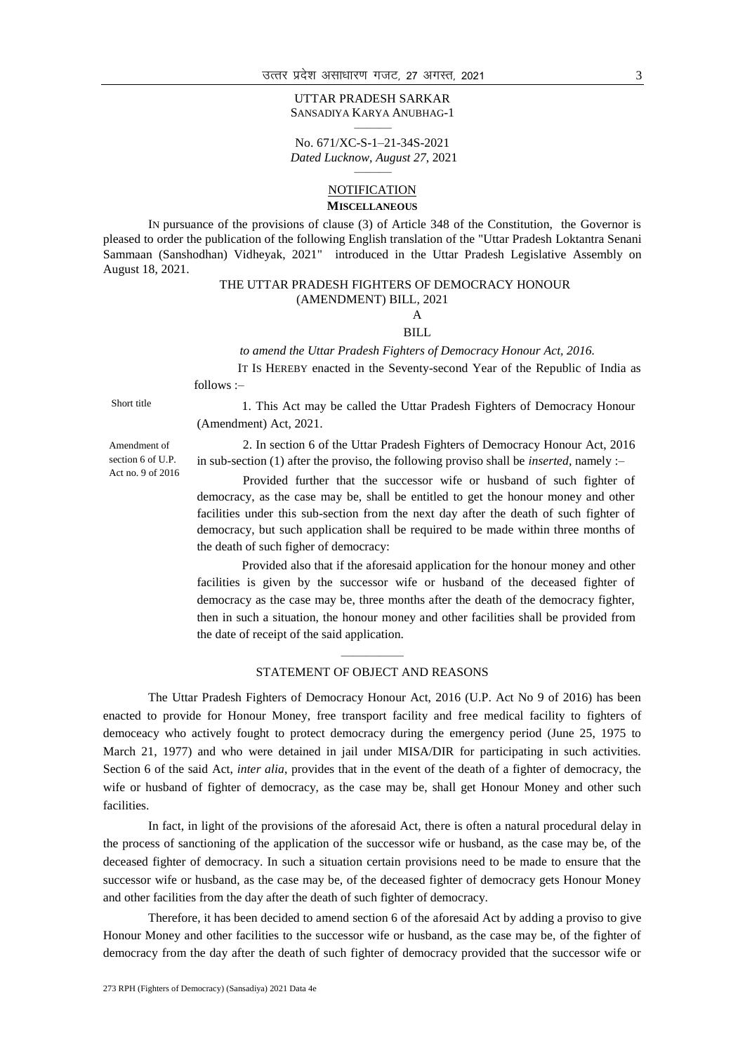UTTAR PRADESH SARKAR
SANSADIYA KARYA ANUBHAG-1

No. 671/XC-S-1–21-34S-2021
*Dated Lucknow, August 27*, 2021

NOTIFICATION

**MISCELLANEOUS**

IN pursuance of the provisions of clause (3) of Article 348 of the Constitution, the Governor is pleased to order the publication of the following English translation of the "Uttar Pradesh Loktantra Senani Sammaan (Sanshodhan) Vidheyak, 2021" introduced in the Uttar Pradesh Legislative Assembly on August 18, 2021.

THE UTTAR PRADESH FIGHTERS OF DEMOCRACY HONOUR (AMENDMENT) BILL, 2021

A

BILL

*to amend the Uttar Pradesh Fighters of Democracy Honour Act, 2016.*

IT IS HEREBY enacted in the Seventy-second Year of the Republic of India as follows :–

Short title

1. This Act may be called the Uttar Pradesh Fighters of Democracy Honour (Amendment) Act, 2021.

Amendment of section 6 of U.P. Act no. 9 of 2016

2. In section 6 of the Uttar Pradesh Fighters of Democracy Honour Act, 2016 in sub-section (1) after the proviso, the following proviso shall be *inserted*, namely :–

Provided further that the successor wife or husband of such fighter of democracy, as the case may be, shall be entitled to get the honour money and other facilities under this sub-section from the next day after the death of such fighter of democracy, but such application shall be required to be made within three months of the death of such figher of democracy:

Provided also that if the aforesaid application for the honour money and other facilities is given by the successor wife or husband of the deceased fighter of democracy as the case may be, three months after the death of the democracy fighter, then in such a situation, the honour money and other facilities shall be provided from the date of receipt of the said application.

STATEMENT OF OBJECT AND REASONS

The Uttar Pradesh Fighters of Democracy Honour Act, 2016 (U.P. Act No 9 of 2016) has been enacted to provide for Honour Money, free transport facility and free medical facility to fighters of democeacy who actively fought to protect democracy during the emergency period (June 25, 1975 to March 21, 1977) and who were detained in jail under MISA/DIR for participating in such activities. Section 6 of the said Act, *inter alia*, provides that in the event of the death of a fighter of democracy, the wife or husband of fighter of democracy, as the case may be, shall get Honour Money and other such facilities.

In fact, in light of the provisions of the aforesaid Act, there is often a natural procedural delay in the process of sanctioning of the application of the successor wife or husband, as the case may be, of the deceased fighter of democracy. In such a situation certain provisions need to be made to ensure that the successor wife or husband, as the case may be, of the deceased fighter of democracy gets Honour Money and other facilities from the day after the death of such fighter of democracy.

Therefore, it has been decided to amend section 6 of the aforesaid Act by adding a proviso to give Honour Money and other facilities to the successor wife or husband, as the case may be, of the fighter of democracy from the day after the death of such fighter of democracy provided that the successor wife or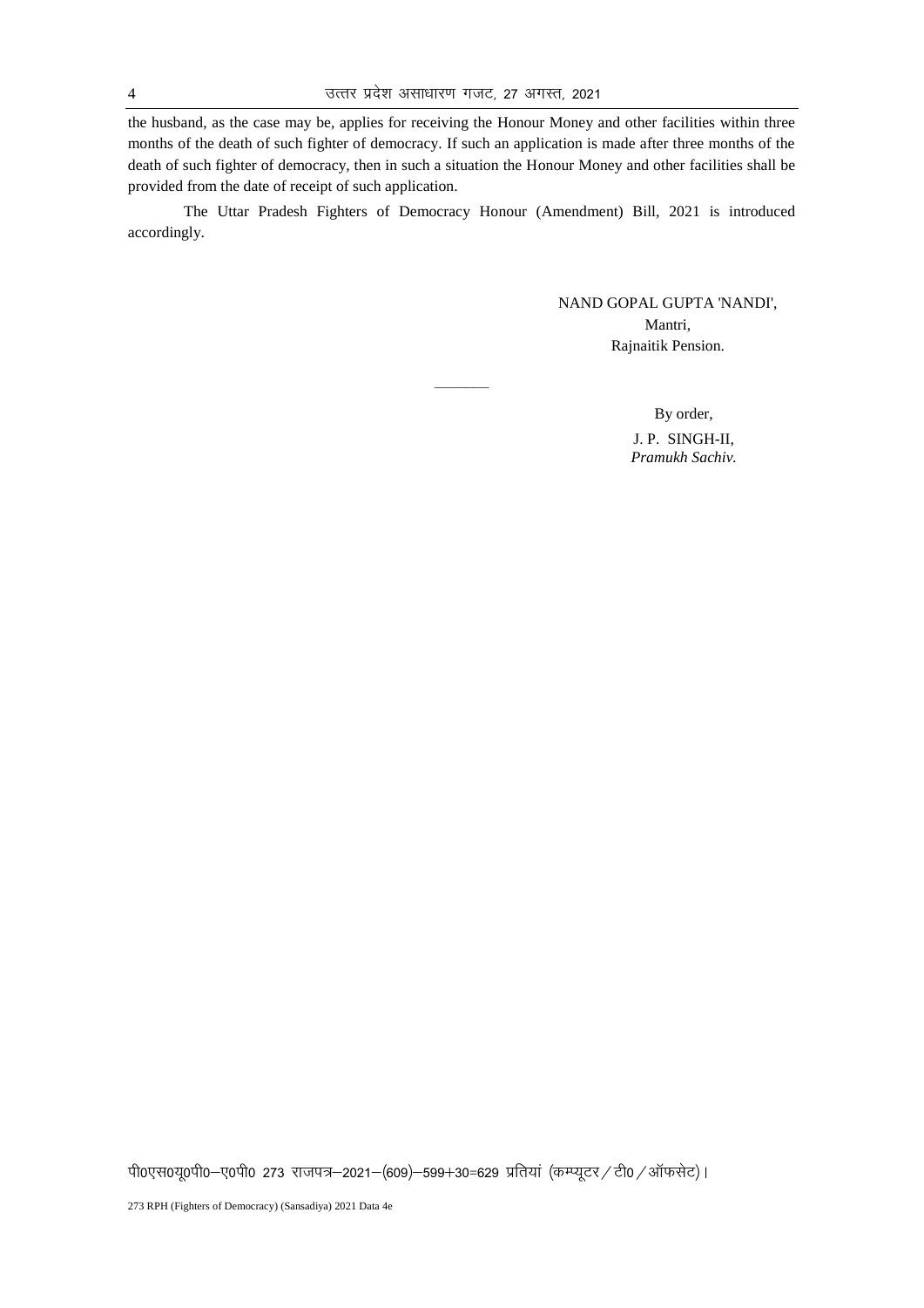the husband, as the case may be, applies for receiving the Honour Money and other facilities within three months of the death of such fighter of democracy. If such an application is made after three months of the death of such fighter of democracy, then in such a situation the Honour Money and other facilities shall be provided from the date of receipt of such application.

The Uttar Pradesh Fighters of Democracy Honour (Amendment) Bill, 2021 is introduced accordingly.

NAND GOPAL GUPTA 'NANDI',
Mantri,
Rajnaitik Pension.

---

By order,
J. P. SINGH-II,
*Pramukh Sachiv.*

पी0एस0यू0पी0–ए0पी0 273 राजपत्र–2021–(609)–599+30=629 प्रतियां (कम्प्यूटर / टी0 / ऑफसेट)।

273 RPH (Fighters of Democracy) (Sansadiya) 2021 Data 4e